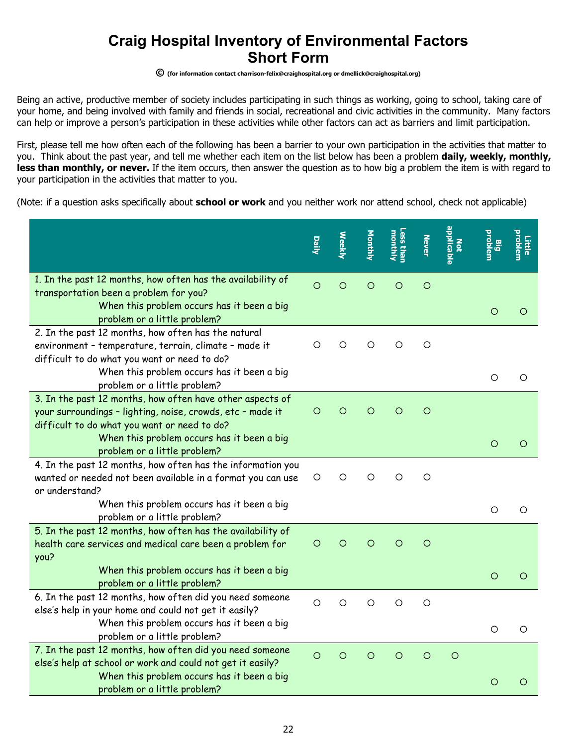# Craig Hospital Inventory of Environmental Factors
# Short Form

© (for information contact charrison-felix@craighospital.org or dmellick@craighospital.org)

Being an active, productive member of society includes participating in such things as working, going to school, taking care of your home, and being involved with family and friends in social, recreational and civic activities in the community. Many factors can help or improve a person's participation in these activities while other factors can act as barriers and limit participation.

First, please tell me how often each of the following has been a barrier to your own participation in the activities that matter to you. Think about the past year, and tell me whether each item on the list below has been a problem **daily, weekly, monthly, less than monthly, or never.** If the item occurs, then answer the question as to how big a problem the item is with regard to your participation in the activities that matter to you.

(Note: if a question asks specifically about **school or work** and you neither work nor attend school, check not applicable)

| | Daily | Weekly | Monthly | Less than monthly | Never | Not applicable | Big problem | Little problem |
|---|---|---|---|---|---|---|---|---|
| 1. In the past 12 months, how often has the availability of transportation been a problem for you? | ○ | ○ | ○ | ○ | ○ | | | |
| When this problem occurs has it been a big problem or a little problem? | | | | | | | ○ | ○ |
| 2. In the past 12 months, how often has the natural environment – temperature, terrain, climate – made it difficult to do what you want or need to do? | ○ | ○ | ○ | ○ | ○ | | | |
| When this problem occurs has it been a big problem or a little problem? | | | | | | | ○ | ○ |
| 3. In the past 12 months, how often have other aspects of your surroundings – lighting, noise, crowds, etc – made it difficult to do what you want or need to do? | ○ | ○ | ○ | ○ | ○ | | | |
| When this problem occurs has it been a big problem or a little problem? | | | | | | | ○ | ○ |
| 4. In the past 12 months, how often has the information you wanted or needed not been available in a format you can use or understand? | ○ | ○ | ○ | ○ | ○ | | | |
| When this problem occurs has it been a big problem or a little problem? | | | | | | | ○ | ○ |
| 5. In the past 12 months, how often has the availability of health care services and medical care been a problem for you? | ○ | ○ | ○ | ○ | ○ | | | |
| When this problem occurs has it been a big problem or a little problem? | | | | | | | ○ | ○ |
| 6. In the past 12 months, how often did you need someone else's help in your home and could not get it easily? | ○ | ○ | ○ | ○ | ○ | | | |
| When this problem occurs has it been a big problem or a little problem? | | | | | | | ○ | ○ |
| 7. In the past 12 months, how often did you need someone else's help at school or work and could not get it easily? | ○ | ○ | ○ | ○ | ○ | ○ | | |
| When this problem occurs has it been a big problem or a little problem? | | | | | | | ○ | ○ |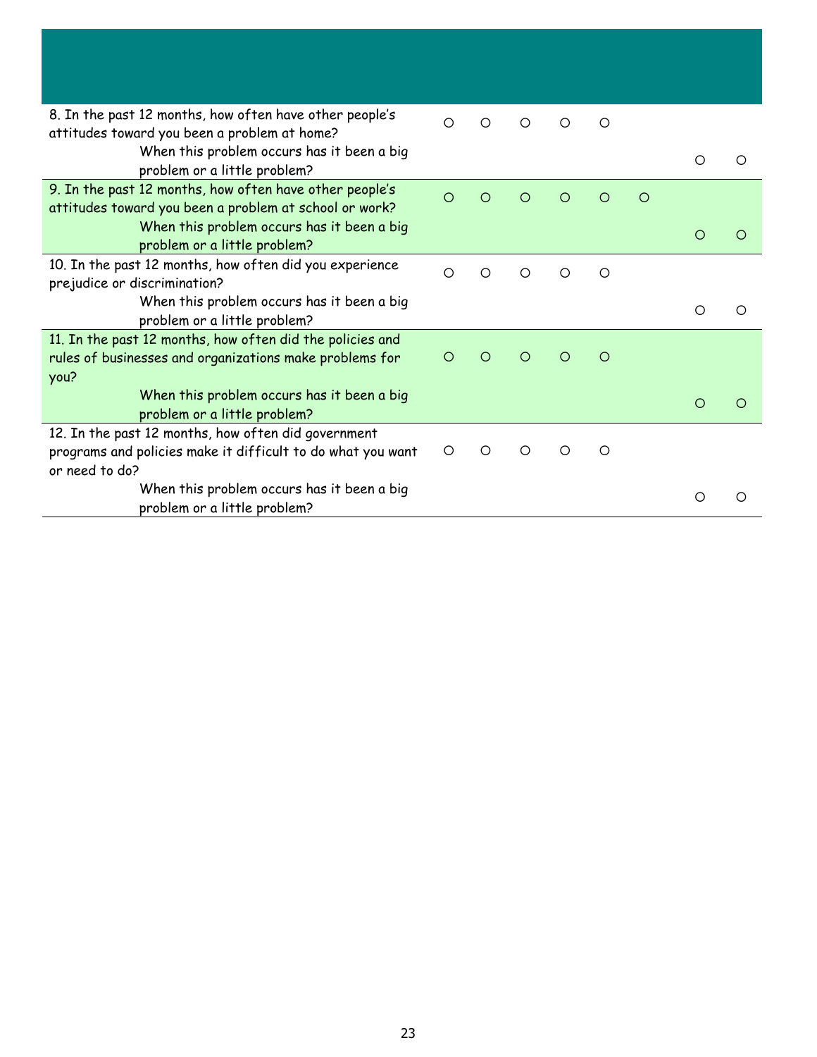| | | | | | | | | |
|---|---|---|---|---|---|---|---|---|
| 8. In the past 12 months, how often have other people's attitudes toward you been a problem at home? | ○ | ○ | ○ | ○ | ○ | | | |
| When this problem occurs has it been a big problem or a little problem? | | | | | | | ○ | ○ |
| 9. In the past 12 months, how often have other people's attitudes toward you been a problem at school or work? | ○ | ○ | ○ | ○ | ○ | ○ | | |
| When this problem occurs has it been a big problem or a little problem? | | | | | | | ○ | ○ |
| 10. In the past 12 months, how often did you experience prejudice or discrimination? | ○ | ○ | ○ | ○ | ○ | | | |
| When this problem occurs has it been a big problem or a little problem? | | | | | | | ○ | ○ |
| 11. In the past 12 months, how often did the policies and rules of businesses and organizations make problems for you? | ○ | ○ | ○ | ○ | ○ | | | |
| When this problem occurs has it been a big problem or a little problem? | | | | | | | ○ | ○ |
| 12. In the past 12 months, how often did government programs and policies make it difficult to do what you want or need to do? | ○ | ○ | ○ | ○ | ○ | | | |
| When this problem occurs has it been a big problem or a little problem? | | | | | | | ○ | ○ |